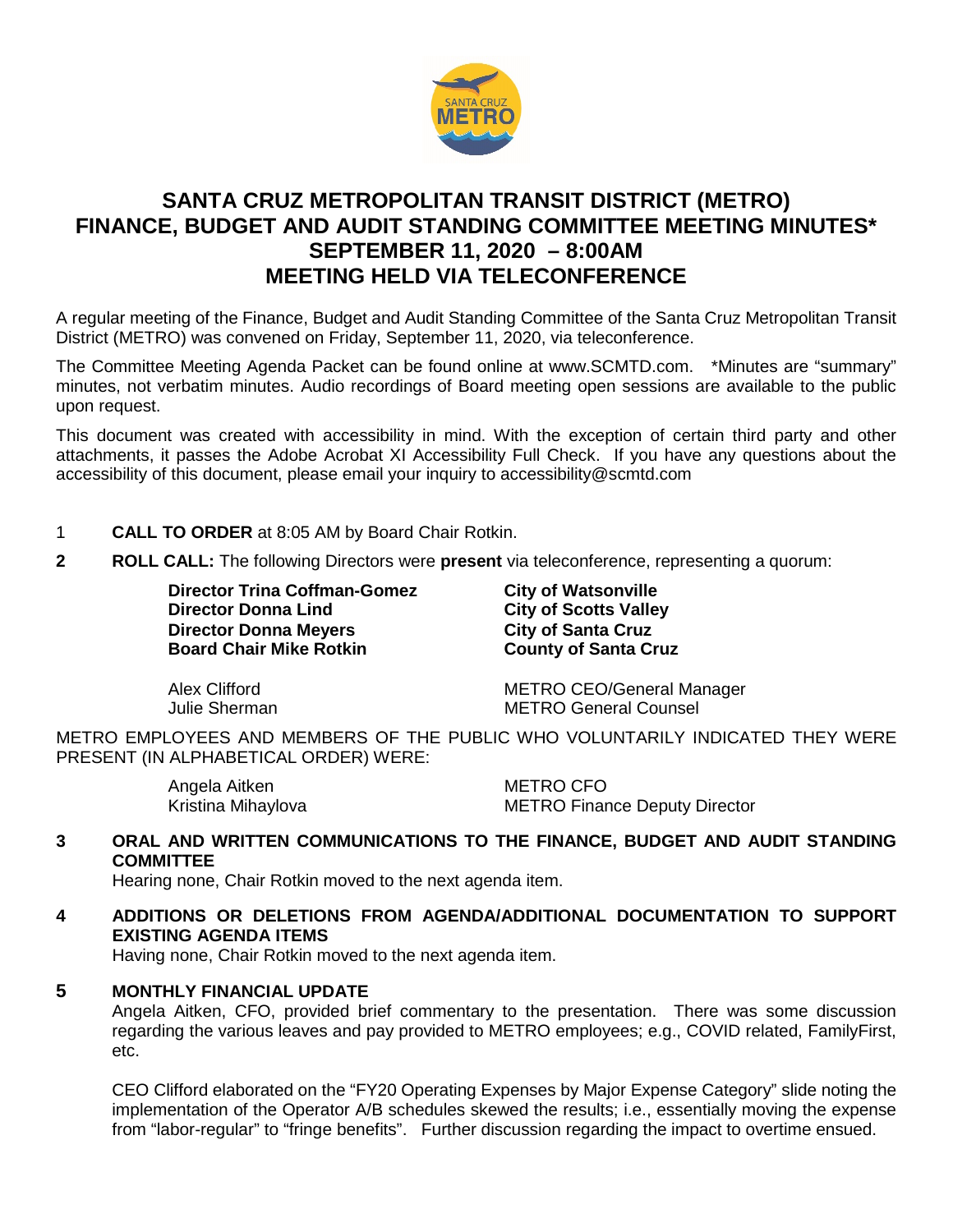# SANTA CRUZ METROPOLITAN TRANSIT DISTRICT (METRO) FINANCE, BUDGET AND AUDIT STANDING COMMITTEE MEETING MINUTES* SEPTEMBER 11, 2020 – 8:00AM MEETING HELD VIA TELECONFERENCE

A regular meeting of the Finance, Budget and Audit Standing Committee of the Santa Cruz Metropolitan Transit District (METRO) was convened on Friday, September 11, 2020, via teleconference.

The Committee Meeting Agenda Packet can be found online at www.SCMTD.com. *Minutes are "summary" minutes, not verbatim minutes. Audio recordings of Board meeting open sessions are available to the public upon request.

This document was created with accessibility in mind. With the exception of certain third party and other attachments, it passes the Adobe Acrobat XI Accessibility Full Check. If you have any questions about the accessibility of this document, please email your inquiry to accessibility@scmtd.com

1 **CALL TO ORDER** at 8:05 AM by Board Chair Rotkin.

**2** **ROLL CALL:** The following Directors were **present** via teleconference, representing a quorum:

| | |
|---|---|
| **Director Trina Coffman-Gomez** | **City of Watsonville** |
| **Director Donna Lind** | **City of Scotts Valley** |
| **Director Donna Meyers** | **City of Santa Cruz** |
| **Board Chair Mike Rotkin** | **County of Santa Cruz** |
| Alex Clifford | METRO CEO/General Manager |
| Julie Sherman | METRO General Counsel |

METRO EMPLOYEES AND MEMBERS OF THE PUBLIC WHO VOLUNTARILY INDICATED THEY WERE PRESENT (IN ALPHABETICAL ORDER) WERE:

| | |
|---|---|
| Angela Aitken | METRO CFO |
| Kristina Mihaylova | METRO Finance Deputy Director |

**3** **ORAL AND WRITTEN COMMUNICATIONS TO THE FINANCE, BUDGET AND AUDIT STANDING COMMITTEE**

Hearing none, Chair Rotkin moved to the next agenda item.

**4** **ADDITIONS OR DELETIONS FROM AGENDA/ADDITIONAL DOCUMENTATION TO SUPPORT EXISTING AGENDA ITEMS**

Having none, Chair Rotkin moved to the next agenda item.

**5** **MONTHLY FINANCIAL UPDATE**

Angela Aitken, CFO, provided brief commentary to the presentation. There was some discussion regarding the various leaves and pay provided to METRO employees; e.g., COVID related, FamilyFirst, etc.

CEO Clifford elaborated on the "FY20 Operating Expenses by Major Expense Category" slide noting the implementation of the Operator A/B schedules skewed the results; i.e., essentially moving the expense from "labor-regular" to "fringe benefits". Further discussion regarding the impact to overtime ensued.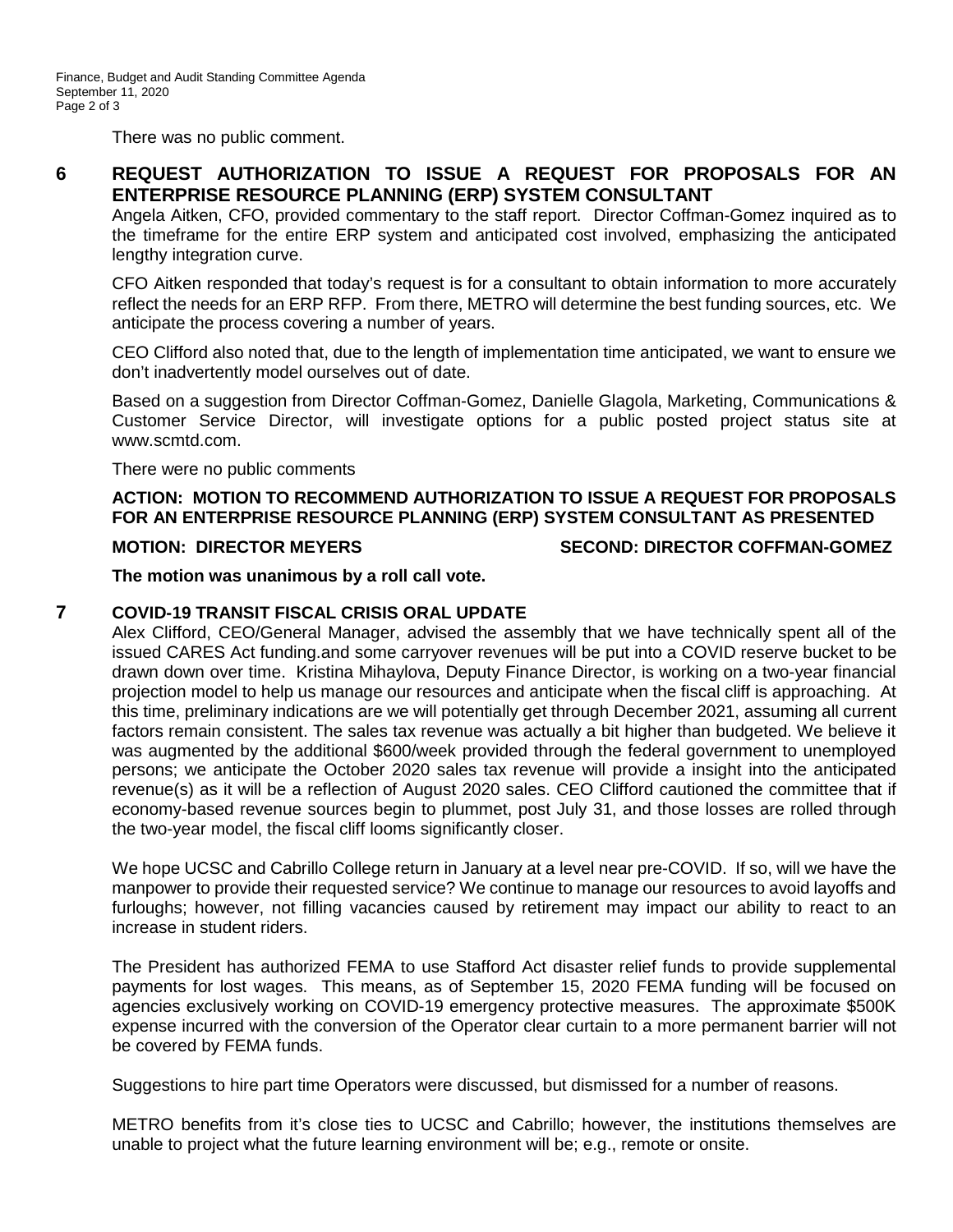There was no public comment.

## 6 REQUEST AUTHORIZATION TO ISSUE A REQUEST FOR PROPOSALS FOR AN ENTERPRISE RESOURCE PLANNING (ERP) SYSTEM CONSULTANT

Angela Aitken, CFO, provided commentary to the staff report. Director Coffman-Gomez inquired as to the timeframe for the entire ERP system and anticipated cost involved, emphasizing the anticipated lengthy integration curve.

CFO Aitken responded that today's request is for a consultant to obtain information to more accurately reflect the needs for an ERP RFP. From there, METRO will determine the best funding sources, etc. We anticipate the process covering a number of years.

CEO Clifford also noted that, due to the length of implementation time anticipated, we want to ensure we don't inadvertently model ourselves out of date.

Based on a suggestion from Director Coffman-Gomez, Danielle Glagola, Marketing, Communications & Customer Service Director, will investigate options for a public posted project status site at www.scmtd.com.

There were no public comments

**ACTION: MOTION TO RECOMMEND AUTHORIZATION TO ISSUE A REQUEST FOR PROPOSALS FOR AN ENTERPRISE RESOURCE PLANNING (ERP) SYSTEM CONSULTANT AS PRESENTED**

**MOTION: DIRECTOR MEYERS** **SECOND: DIRECTOR COFFMAN-GOMEZ**

**The motion was unanimous by a roll call vote.**

## 7 COVID-19 TRANSIT FISCAL CRISIS ORAL UPDATE

Alex Clifford, CEO/General Manager, advised the assembly that we have technically spent all of the issued CARES Act funding.and some carryover revenues will be put into a COVID reserve bucket to be drawn down over time. Kristina Mihaylova, Deputy Finance Director, is working on a two-year financial projection model to help us manage our resources and anticipate when the fiscal cliff is approaching. At this time, preliminary indications are we will potentially get through December 2021, assuming all current factors remain consistent. The sales tax revenue was actually a bit higher than budgeted. We believe it was augmented by the additional $600/week provided through the federal government to unemployed persons; we anticipate the October 2020 sales tax revenue will provide a insight into the anticipated revenue(s) as it will be a reflection of August 2020 sales. CEO Clifford cautioned the committee that if economy-based revenue sources begin to plummet, post July 31, and those losses are rolled through the two-year model, the fiscal cliff looms significantly closer.

We hope UCSC and Cabrillo College return in January at a level near pre-COVID. If so, will we have the manpower to provide their requested service? We continue to manage our resources to avoid layoffs and furloughs; however, not filling vacancies caused by retirement may impact our ability to react to an increase in student riders.

The President has authorized FEMA to use Stafford Act disaster relief funds to provide supplemental payments for lost wages. This means, as of September 15, 2020 FEMA funding will be focused on agencies exclusively working on COVID-19 emergency protective measures. The approximate $500K expense incurred with the conversion of the Operator clear curtain to a more permanent barrier will not be covered by FEMA funds.

Suggestions to hire part time Operators were discussed, but dismissed for a number of reasons.

METRO benefits from it's close ties to UCSC and Cabrillo; however, the institutions themselves are unable to project what the future learning environment will be; e.g., remote or onsite.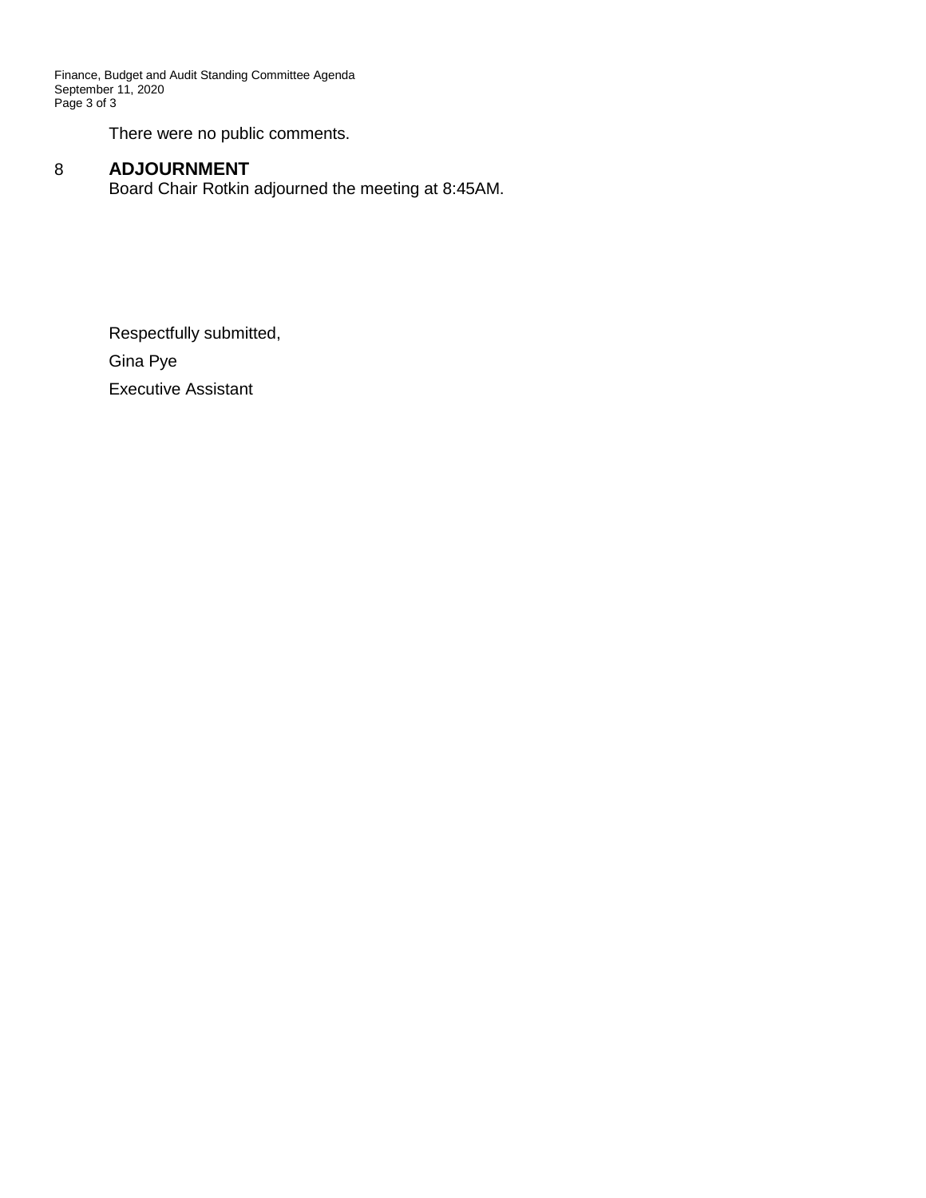There were no public comments.

## 8 ADJOURNMENT

Board Chair Rotkin adjourned the meeting at 8:45AM.

Respectfully submitted,

Gina Pye

Executive Assistant